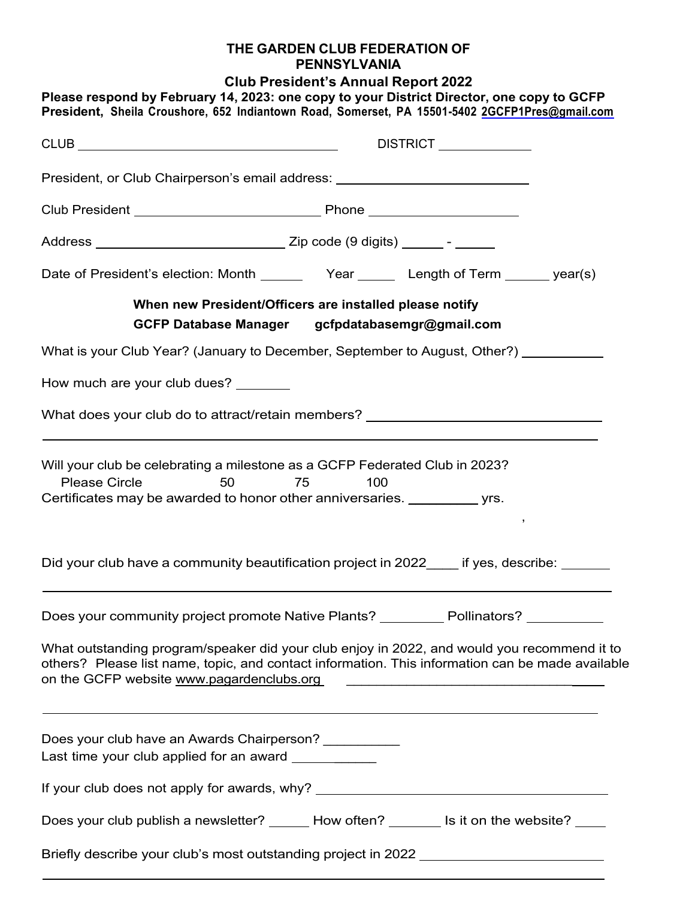**THE GARDEN CLUB FEDERATION OF PENNSYLVANIA**

**Club President's Annual Report 2022**

**Please respond by February 14, 2023: one copy to your District Director, one copy to GCFP President, Sheila Croushore, 652 Indiantown Road, Somerset, PA 15501-5402 2GCFP1Pres@gmail.com**

CLUB ________________________________ DISTRICT ____________

President, or Club Chairperson's email address: ________________________

Club President ______________________ Phone __________________

Address ________________________ Zip code (9 digits) _____ - _____

Date of President's election: Month _____ Year _____ Length of Term _____ year(s)

**When new President/Officers are installed please notify**

**GCFP Database Manager gcfpdatabasemgr@gmail.com**

What is your Club Year? (January to December, September to August, Other?) __________

How much are your club dues? _______

What does your club do to attract/retain members? ____________________________

________________________________________________________________________

Will your club be celebrating a milestone as a GCFP Federated Club in 2023?

Please Circle 50 75 100

Certificates may be awarded to honor other anniversaries. ________ yrs.

Did your club have a community beautification project in 2022____ if yes, describe: ______

________________________________________________________________________

Does your community project promote Native Plants? ________ Pollinators? _________

What outstanding program/speaker did your club enjoy in 2022, and would you recommend it to others? Please list name, topic, and contact information. This information can be made available on the GCFP website www.pagardenclubs.org ____________________________

________________________________________________________________________

Does your club have an Awards Chairperson? __________

Last time your club applied for an award __________

If your club does not apply for awards, why? ________________________________

Does your club publish a newsletter? _____ How often? ______ Is it on the website? ____

Briefly describe your club's most outstanding project in 2022 ______________________

________________________________________________________________________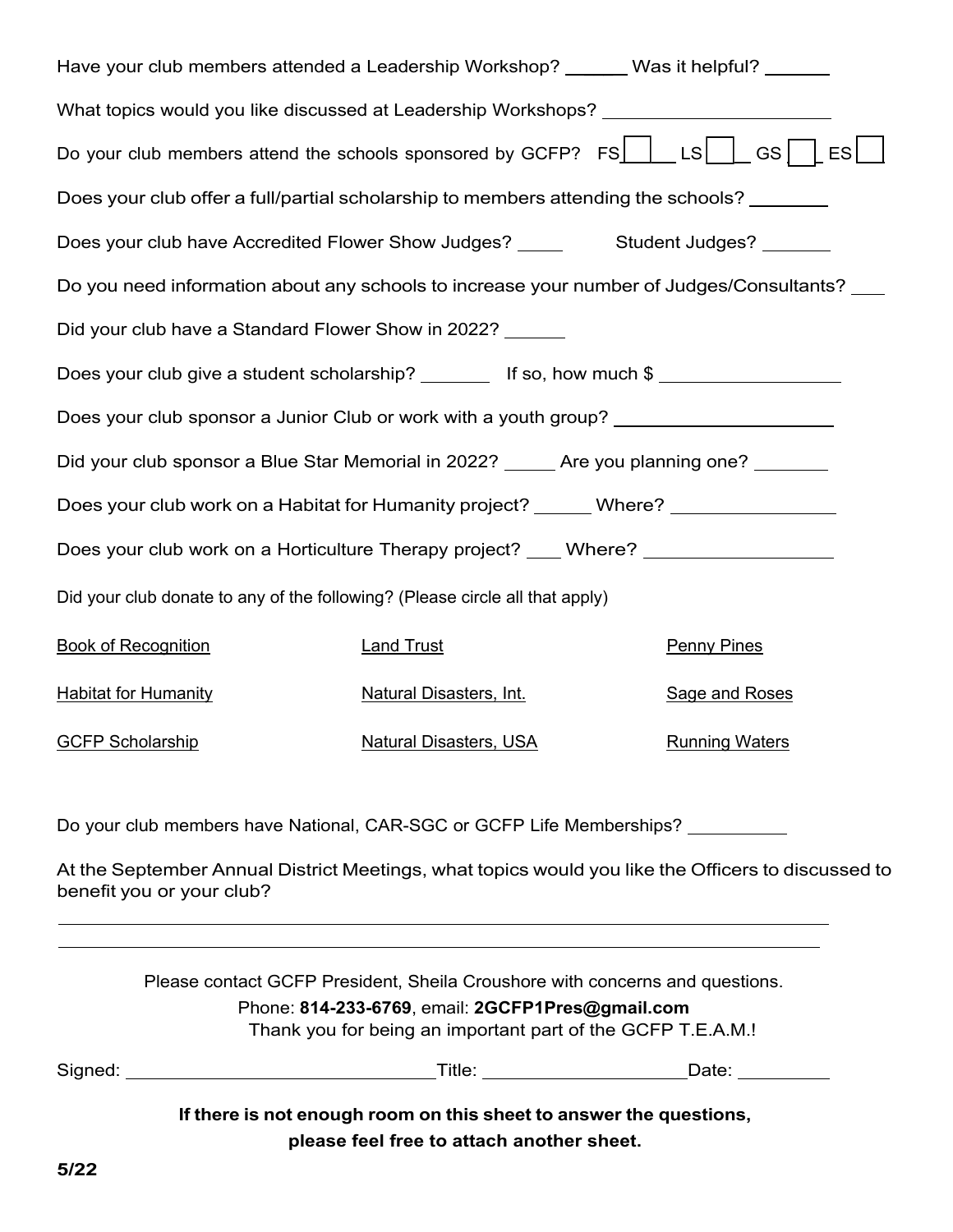Have your club members attended a Leadership Workshop? ______ Was it helpful? _______

What topics would you like discussed at Leadership Workshops? ______________________

Do your club members attend the schools sponsored by GCFP? FS [ ] LS [ ] GS [ ] ES [ ]

Does your club offer a full/partial scholarship to members attending the schools? ________

Does your club have Accredited Flower Show Judges? _____ Student Judges? _______

Do you need information about any schools to increase your number of Judges/Consultants? ___

Did your club have a Standard Flower Show in 2022? ______

Does your club give a student scholarship? _______ If so, how much $ ________________

Does your club sponsor a Junior Club or work with a youth group? ____________________

Did your club sponsor a Blue Star Memorial in 2022? _____ Are you planning one? ________

Does your club work on a Habitat for Humanity project? ______ Where? ________________

Does your club work on a Horticulture Therapy project? ___ Where? __________________

Did your club donate to any of the following? (Please circle all that apply)

| | | |
|---|---|---|
| Book of Recognition | Land Trust | Penny Pines |
| Habitat for Humanity | Natural Disasters, Int. | Sage and Roses |
| GCFP Scholarship | Natural Disasters, USA | Running Waters |

Do your club members have National, CAR-SGC or GCFP Life Memberships? __________

At the September Annual District Meetings, what topics would you like the Officers to discussed to benefit you or your club?

________________________________________________________________________

________________________________________________________________________

Please contact GCFP President, Sheila Croushore with concerns and questions.

Phone: **814-233-6769**, email: **2GCFP1Pres@gmail.com**

Thank you for being an important part of the GCFP T.E.A.M.!

Signed: ______________________________ Title: ____________________ Date: _________

**If there is not enough room on this sheet to answer the questions, please feel free to attach another sheet.**

**5/22**